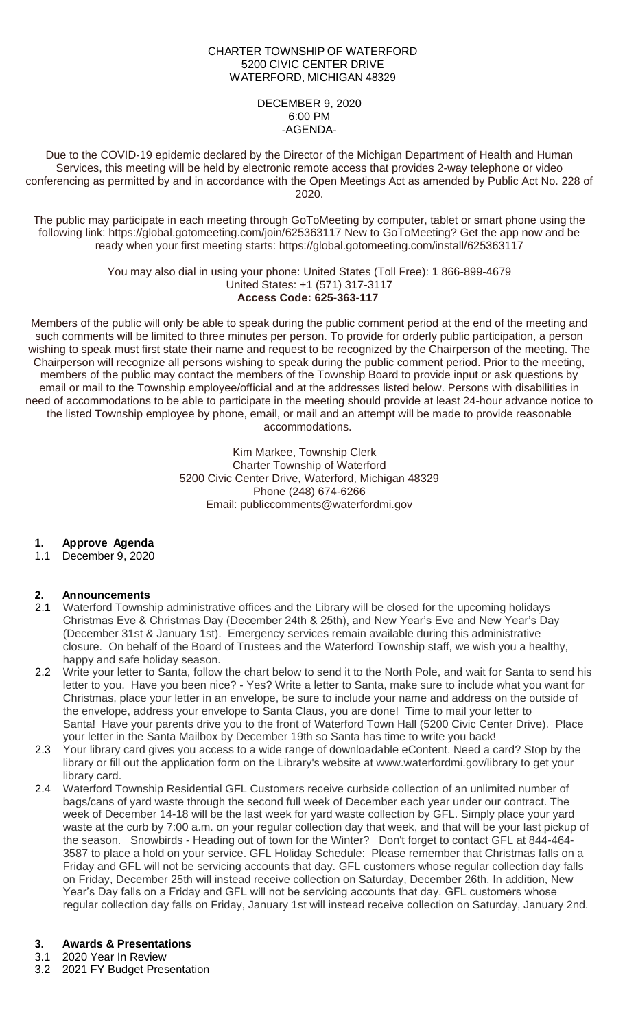CHARTER TOWNSHIP OF WATERFORD
5200 CIVIC CENTER DRIVE
WATERFORD, MICHIGAN 48329

DECEMBER 9, 2020
6:00 PM
-AGENDA-

Due to the COVID-19 epidemic declared by the Director of the Michigan Department of Health and Human Services, this meeting will be held by electronic remote access that provides 2-way telephone or video conferencing as permitted by and in accordance with the Open Meetings Act as amended by Public Act No. 228 of 2020.

The public may participate in each meeting through GoToMeeting by computer, tablet or smart phone using the following link: https://global.gotomeeting.com/join/625363117 New to GoToMeeting? Get the app now and be ready when your first meeting starts: https://global.gotomeeting.com/install/625363117

You may also dial in using your phone: United States (Toll Free): 1 866-899-4679
United States: +1 (571) 317-3117
**Access Code: 625-363-117**

Members of the public will only be able to speak during the public comment period at the end of the meeting and such comments will be limited to three minutes per person. To provide for orderly public participation, a person wishing to speak must first state their name and request to be recognized by the Chairperson of the meeting. The Chairperson will recognize all persons wishing to speak during the public comment period. Prior to the meeting, members of the public may contact the members of the Township Board to provide input or ask questions by email or mail to the Township employee/official and at the addresses listed below. Persons with disabilities in need of accommodations to be able to participate in the meeting should provide at least 24-hour advance notice to the listed Township employee by phone, email, or mail and an attempt will be made to provide reasonable accommodations.

Kim Markee, Township Clerk
Charter Township of Waterford
5200 Civic Center Drive, Waterford, Michigan 48329
Phone (248) 674-6266
Email: publiccomments@waterfordmi.gov

**1. Approve Agenda**

1.1 December 9, 2020

**2. Announcements**

2.1 Waterford Township administrative offices and the Library will be closed for the upcoming holidays Christmas Eve & Christmas Day (December 24th & 25th), and New Year's Eve and New Year's Day (December 31st & January 1st). Emergency services remain available during this administrative closure. On behalf of the Board of Trustees and the Waterford Township staff, we wish you a healthy, happy and safe holiday season.

2.2 Write your letter to Santa, follow the chart below to send it to the North Pole, and wait for Santa to send his letter to you. Have you been nice? - Yes? Write a letter to Santa, make sure to include what you want for Christmas, place your letter in an envelope, be sure to include your name and address on the outside of the envelope, address your envelope to Santa Claus, you are done! Time to mail your letter to Santa! Have your parents drive you to the front of Waterford Town Hall (5200 Civic Center Drive). Place your letter in the Santa Mailbox by December 19th so Santa has time to write you back!

2.3 Your library card gives you access to a wide range of downloadable eContent. Need a card? Stop by the library or fill out the application form on the Library's website at www.waterfordmi.gov/library to get your library card.

2.4 Waterford Township Residential GFL Customers receive curbside collection of an unlimited number of bags/cans of yard waste through the second full week of December each year under our contract. The week of December 14-18 will be the last week for yard waste collection by GFL. Simply place your yard waste at the curb by 7:00 a.m. on your regular collection day that week, and that will be your last pickup of the season. Snowbirds - Heading out of town for the Winter? Don't forget to contact GFL at 844-464-3587 to place a hold on your service. GFL Holiday Schedule: Please remember that Christmas falls on a Friday and GFL will not be servicing accounts that day. GFL customers whose regular collection day falls on Friday, December 25th will instead receive collection on Saturday, December 26th. In addition, New Year's Day falls on a Friday and GFL will not be servicing accounts that day. GFL customers whose regular collection day falls on Friday, January 1st will instead receive collection on Saturday, January 2nd.

**3. Awards & Presentations**

3.1 2020 Year In Review

3.2 2021 FY Budget Presentation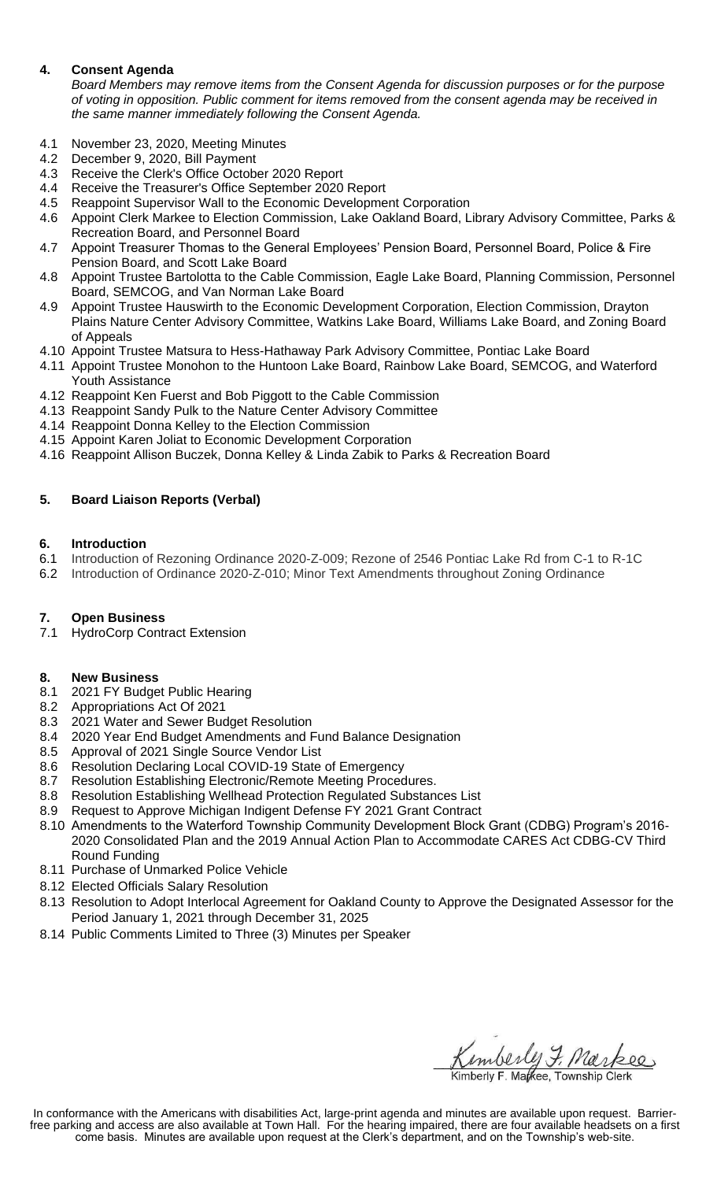## 4. Consent Agenda

*Board Members may remove items from the Consent Agenda for discussion purposes or for the purpose of voting in opposition. Public comment for items removed from the consent agenda may be received in the same manner immediately following the Consent Agenda.*

- 4.1 November 23, 2020, Meeting Minutes
- 4.2 December 9, 2020, Bill Payment
- 4.3 Receive the Clerk's Office October 2020 Report
- 4.4 Receive the Treasurer's Office September 2020 Report
- 4.5 Reappoint Supervisor Wall to the Economic Development Corporation
- 4.6 Appoint Clerk Markee to Election Commission, Lake Oakland Board, Library Advisory Committee, Parks & Recreation Board, and Personnel Board
- 4.7 Appoint Treasurer Thomas to the General Employees' Pension Board, Personnel Board, Police & Fire Pension Board, and Scott Lake Board
- 4.8 Appoint Trustee Bartolotta to the Cable Commission, Eagle Lake Board, Planning Commission, Personnel Board, SEMCOG, and Van Norman Lake Board
- 4.9 Appoint Trustee Hauswirth to the Economic Development Corporation, Election Commission, Drayton Plains Nature Center Advisory Committee, Watkins Lake Board, Williams Lake Board, and Zoning Board of Appeals
- 4.10 Appoint Trustee Matsura to Hess-Hathaway Park Advisory Committee, Pontiac Lake Board
- 4.11 Appoint Trustee Monohon to the Huntoon Lake Board, Rainbow Lake Board, SEMCOG, and Waterford Youth Assistance
- 4.12 Reappoint Ken Fuerst and Bob Piggott to the Cable Commission
- 4.13 Reappoint Sandy Pulk to the Nature Center Advisory Committee
- 4.14 Reappoint Donna Kelley to the Election Commission
- 4.15 Appoint Karen Joliat to Economic Development Corporation
- 4.16 Reappoint Allison Buczek, Donna Kelley & Linda Zabik to Parks & Recreation Board

## 5. Board Liaison Reports (Verbal)

## 6. Introduction

- 6.1 Introduction of Rezoning Ordinance 2020-Z-009; Rezone of 2546 Pontiac Lake Rd from C-1 to R-1C
- 6.2 Introduction of Ordinance 2020-Z-010; Minor Text Amendments throughout Zoning Ordinance

## 7. Open Business

- 7.1 HydroCorp Contract Extension

## 8. New Business

- 8.1 2021 FY Budget Public Hearing
- 8.2 Appropriations Act Of 2021
- 8.3 2021 Water and Sewer Budget Resolution
- 8.4 2020 Year End Budget Amendments and Fund Balance Designation
- 8.5 Approval of 2021 Single Source Vendor List
- 8.6 Resolution Declaring Local COVID-19 State of Emergency
- 8.7 Resolution Establishing Electronic/Remote Meeting Procedures.
- 8.8 Resolution Establishing Wellhead Protection Regulated Substances List
- 8.9 Request to Approve Michigan Indigent Defense FY 2021 Grant Contract
- 8.10 Amendments to the Waterford Township Community Development Block Grant (CDBG) Program's 2016-2020 Consolidated Plan and the 2019 Annual Action Plan to Accommodate CARES Act CDBG-CV Third Round Funding
- 8.11 Purchase of Unmarked Police Vehicle
- 8.12 Elected Officials Salary Resolution
- 8.13 Resolution to Adopt Interlocal Agreement for Oakland County to Approve the Designated Assessor for the Period January 1, 2021 through December 31, 2025
- 8.14 Public Comments Limited to Three (3) Minutes per Speaker

Kimberly F. Markee

Kimberly F. Markee, Township Clerk

In conformance with the Americans with disabilities Act, large-print agenda and minutes are available upon request. Barrier-free parking and access are also available at Town Hall. For the hearing impaired, there are four available headsets on a first come basis. Minutes are available upon request at the Clerk's department, and on the Township's web-site.